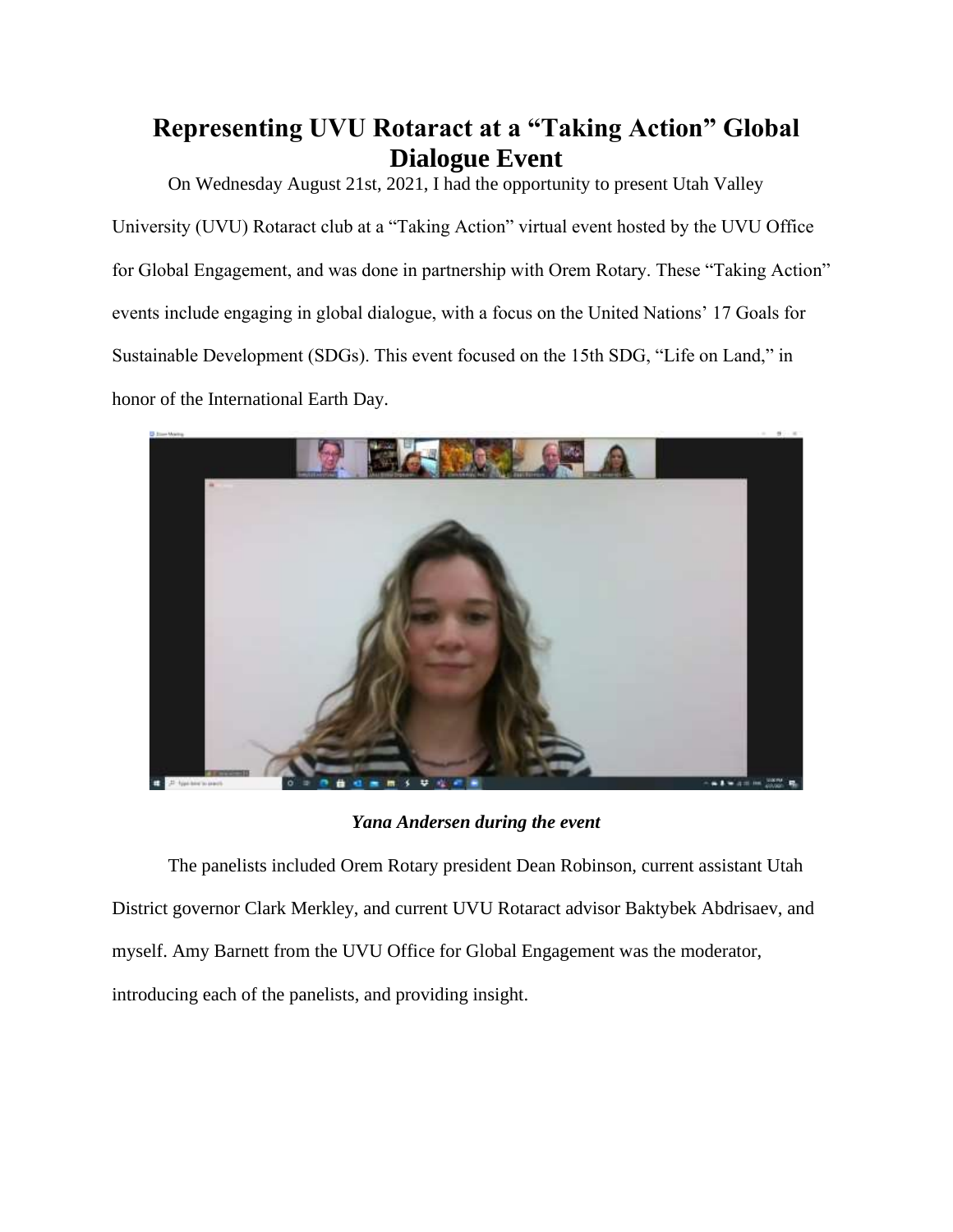# Representing UVU Rotaract at a "Taking Action" Global Dialogue Event

On Wednesday August 21st, 2021, I had the opportunity to present Utah Valley University (UVU) Rotaract club at a "Taking Action" virtual event hosted by the UVU Office for Global Engagement, and was done in partnership with Orem Rotary. These "Taking Action" events include engaging in global dialogue, with a focus on the United Nations' 17 Goals for Sustainable Development (SDGs). This event focused on the 15th SDG, "Life on Land," in honor of the International Earth Day.

***Yana Andersen during the event***

The panelists included Orem Rotary president Dean Robinson, current assistant Utah District governor Clark Merkley, and current UVU Rotaract advisor Baktybek Abdrisaev, and myself. Amy Barnett from the UVU Office for Global Engagement was the moderator, introducing each of the panelists, and providing insight.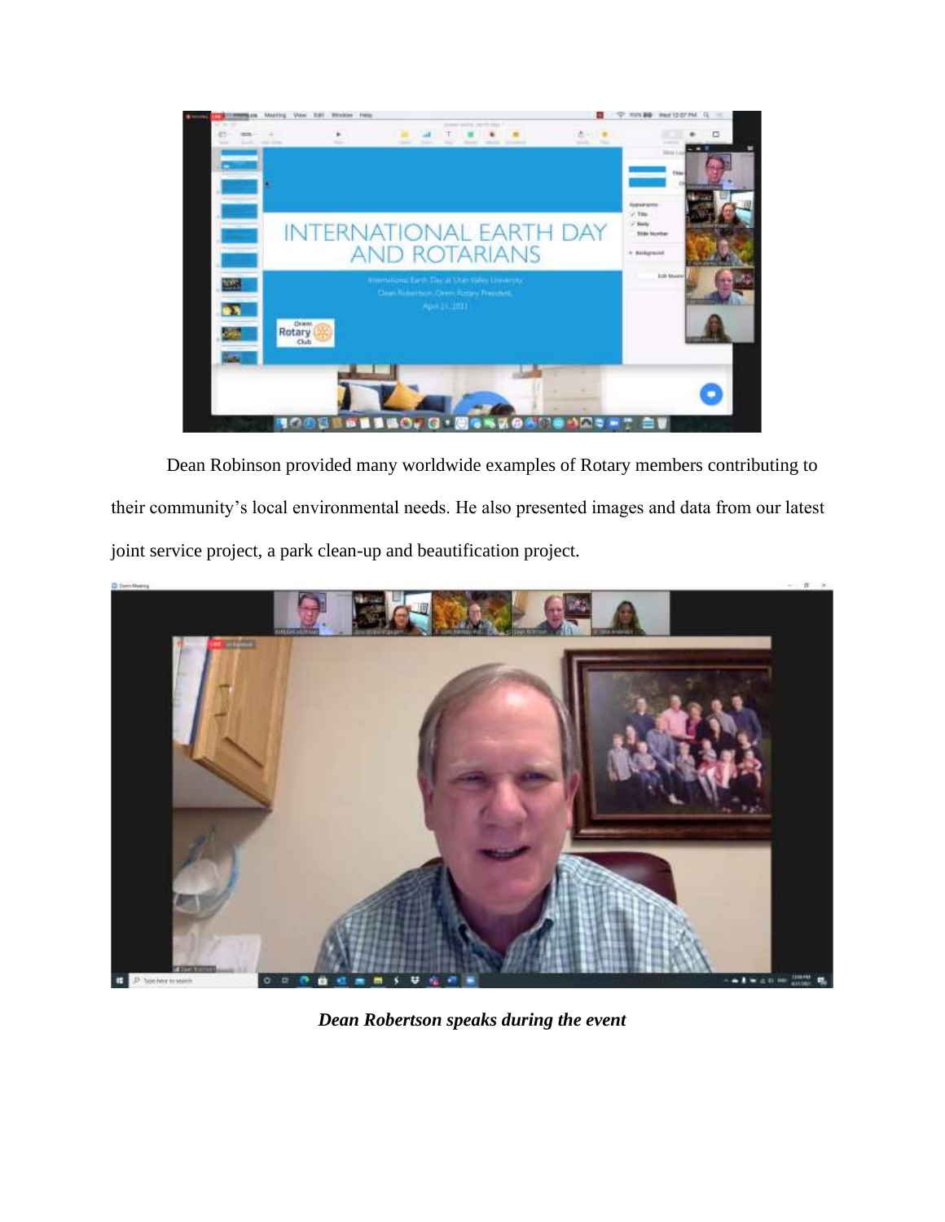Dean Robinson provided many worldwide examples of Rotary members contributing to their community's local environmental needs. He also presented images and data from our latest joint service project, a park clean-up and beautification project.

***Dean Robertson speaks during the event***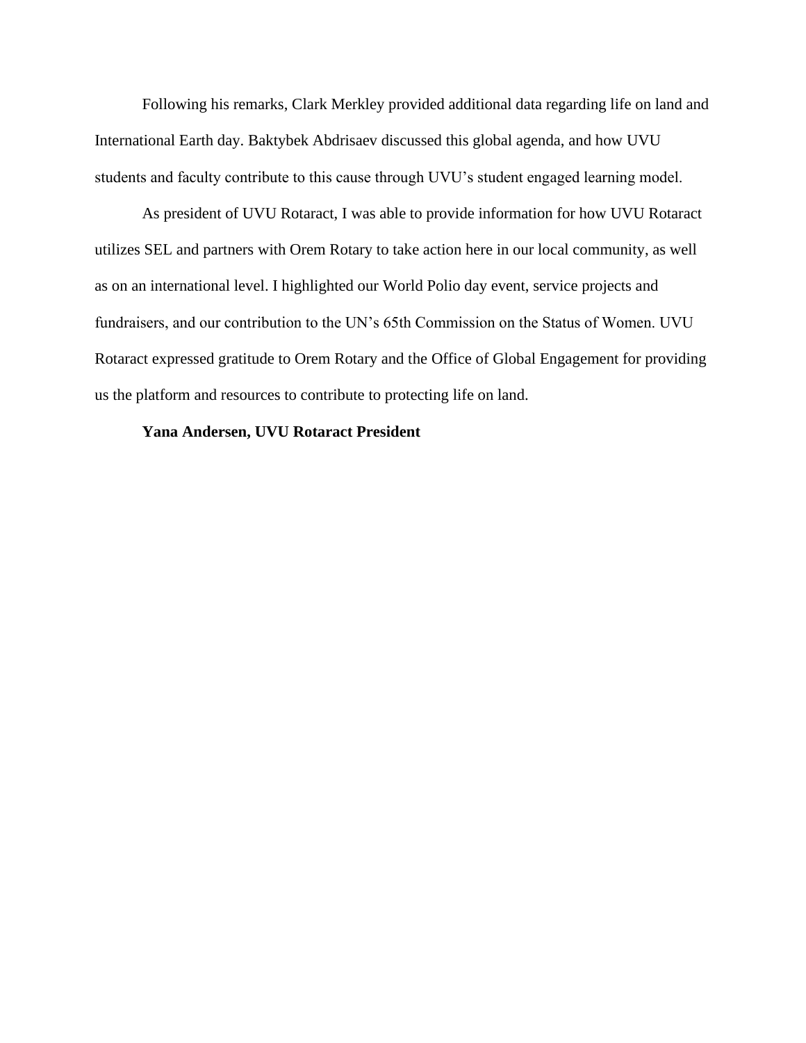Following his remarks, Clark Merkley provided additional data regarding life on land and International Earth day. Baktybek Abdrisaev discussed this global agenda, and how UVU students and faculty contribute to this cause through UVU's student engaged learning model.

As president of UVU Rotaract, I was able to provide information for how UVU Rotaract utilizes SEL and partners with Orem Rotary to take action here in our local community, as well as on an international level. I highlighted our World Polio day event, service projects and fundraisers, and our contribution to the UN's 65th Commission on the Status of Women. UVU Rotaract expressed gratitude to Orem Rotary and the Office of Global Engagement for providing us the platform and resources to contribute to protecting life on land.

**Yana Andersen, UVU Rotaract President**